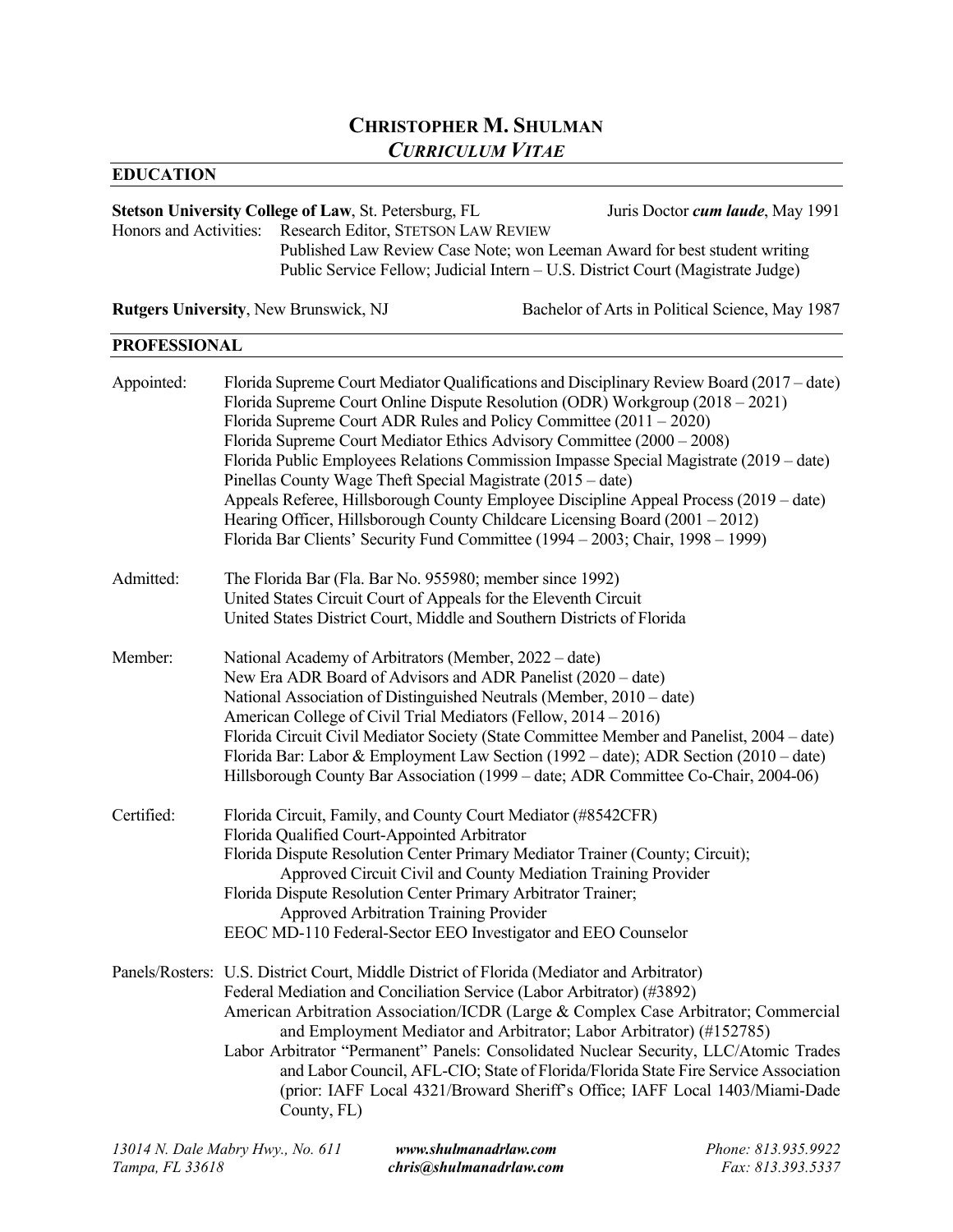# CHRISTOPHER M. SHULMAN
## *CURRICULUM VITAE*

## EDUCATION

**Stetson University College of Law**, St. Petersburg, FL — Juris Doctor ***cum laude***, May 1991

Honors and Activities:
- Research Editor, STETSON LAW REVIEW
- Published Law Review Case Note; won Leeman Award for best student writing
- Public Service Fellow; Judicial Intern – U.S. District Court (Magistrate Judge)

**Rutgers University**, New Brunswick, NJ — Bachelor of Arts in Political Science, May 1987

## PROFESSIONAL

**Appointed:**
- Florida Supreme Court Mediator Qualifications and Disciplinary Review Board (2017 – date)
- Florida Supreme Court Online Dispute Resolution (ODR) Workgroup (2018 – 2021)
- Florida Supreme Court ADR Rules and Policy Committee (2011 – 2020)
- Florida Supreme Court Mediator Ethics Advisory Committee (2000 – 2008)
- Florida Public Employees Relations Commission Impasse Special Magistrate (2019 – date)
- Pinellas County Wage Theft Special Magistrate (2015 – date)
- Appeals Referee, Hillsborough County Employee Discipline Appeal Process (2019 – date)
- Hearing Officer, Hillsborough County Childcare Licensing Board (2001 – 2012)
- Florida Bar Clients' Security Fund Committee (1994 – 2003; Chair, 1998 – 1999)

**Admitted:**
- The Florida Bar (Fla. Bar No. 955980; member since 1992)
- United States Circuit Court of Appeals for the Eleventh Circuit
- United States District Court, Middle and Southern Districts of Florida

**Member:**
- National Academy of Arbitrators (Member, 2022 – date)
- New Era ADR Board of Advisors and ADR Panelist (2020 – date)
- National Association of Distinguished Neutrals (Member, 2010 – date)
- American College of Civil Trial Mediators (Fellow, 2014 – 2016)
- Florida Circuit Civil Mediator Society (State Committee Member and Panelist, 2004 – date)
- Florida Bar: Labor & Employment Law Section (1992 – date); ADR Section (2010 – date)
- Hillsborough County Bar Association (1999 – date; ADR Committee Co-Chair, 2004-06)

**Certified:**
- Florida Circuit, Family, and County Court Mediator (#8542CFR)
- Florida Qualified Court-Appointed Arbitrator
- Florida Dispute Resolution Center Primary Mediator Trainer (County; Circuit);
  Approved Circuit Civil and County Mediation Training Provider
- Florida Dispute Resolution Center Primary Arbitrator Trainer;
  Approved Arbitration Training Provider
- EEOC MD-110 Federal-Sector EEO Investigator and EEO Counselor

**Panels/Rosters:**
- U.S. District Court, Middle District of Florida (Mediator and Arbitrator)
- Federal Mediation and Conciliation Service (Labor Arbitrator) (#3892)
- American Arbitration Association/ICDR (Large & Complex Case Arbitrator; Commercial and Employment Mediator and Arbitrator; Labor Arbitrator) (#152785)
- Labor Arbitrator "Permanent" Panels: Consolidated Nuclear Security, LLC/Atomic Trades and Labor Council, AFL-CIO; State of Florida/Florida State Fire Service Association (prior: IAFF Local 4321/Broward Sheriff's Office; IAFF Local 1403/Miami-Dade County, FL)

*13014 N. Dale Mabry Hwy., No. 611*
*Tampa, FL 33618*
***www.shulmanadrlaw.com***
***chris@shulmanadrlaw.com***
*Phone: 813.935.9922*
*Fax: 813.393.5337*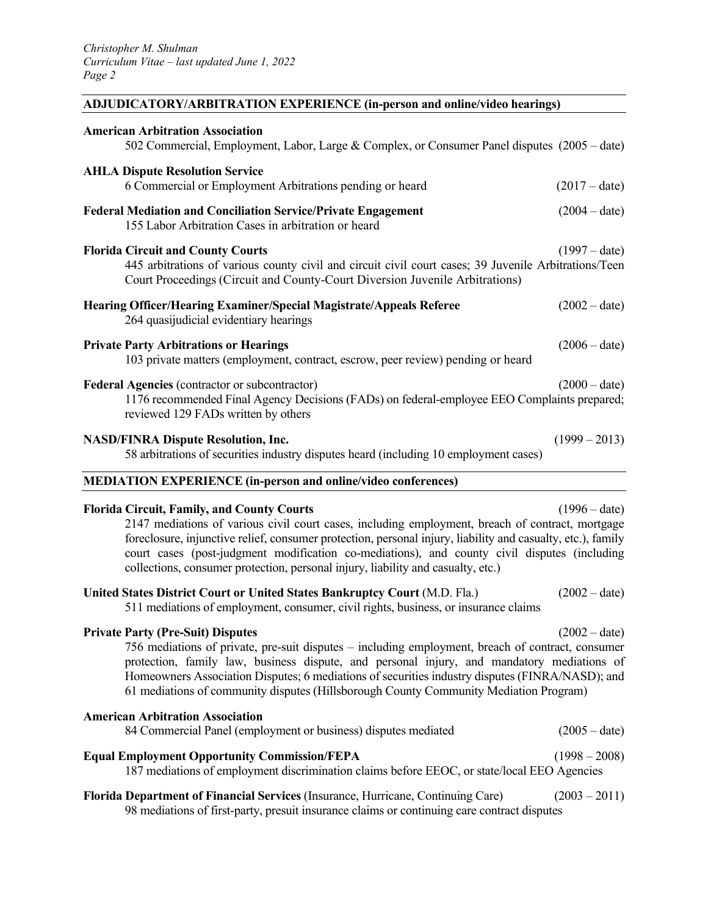## ADJUDICATORY/ARBITRATION EXPERIENCE (in-person and online/video hearings)

**American Arbitration Association**
502 Commercial, Employment, Labor, Large & Complex, or Consumer Panel disputes (2005 – date)

**AHLA Dispute Resolution Service**
6 Commercial or Employment Arbitrations pending or heard (2017 – date)

**Federal Mediation and Conciliation Service/Private Engagement** (2004 – date)
155 Labor Arbitration Cases in arbitration or heard

**Florida Circuit and County Courts** (1997 – date)
445 arbitrations of various county civil and circuit civil court cases; 39 Juvenile Arbitrations/Teen Court Proceedings (Circuit and County-Court Diversion Juvenile Arbitrations)

**Hearing Officer/Hearing Examiner/Special Magistrate/Appeals Referee** (2002 – date)
264 quasijudicial evidentiary hearings

**Private Party Arbitrations or Hearings** (2006 – date)
103 private matters (employment, contract, escrow, peer review) pending or heard

**Federal Agencies** (contractor or subcontractor) (2000 – date)
1176 recommended Final Agency Decisions (FADs) on federal-employee EEO Complaints prepared; reviewed 129 FADs written by others

**NASD/FINRA Dispute Resolution, Inc.** (1999 – 2013)
58 arbitrations of securities industry disputes heard (including 10 employment cases)

## MEDIATION EXPERIENCE (in-person and online/video conferences)

**Florida Circuit, Family, and County Courts** (1996 – date)
2147 mediations of various civil court cases, including employment, breach of contract, mortgage foreclosure, injunctive relief, consumer protection, personal injury, liability and casualty, etc.), family court cases (post-judgment modification co-mediations), and county civil disputes (including collections, consumer protection, personal injury, liability and casualty, etc.)

**United States District Court or United States Bankruptcy Court** (M.D. Fla.) (2002 – date)
511 mediations of employment, consumer, civil rights, business, or insurance claims

**Private Party (Pre-Suit) Disputes** (2002 – date)
756 mediations of private, pre-suit disputes – including employment, breach of contract, consumer protection, family law, business dispute, and personal injury, and mandatory mediations of Homeowners Association Disputes; 6 mediations of securities industry disputes (FINRA/NASD); and 61 mediations of community disputes (Hillsborough County Community Mediation Program)

**American Arbitration Association**
84 Commercial Panel (employment or business) disputes mediated (2005 – date)

**Equal Employment Opportunity Commission/FEPA** (1998 – 2008)
187 mediations of employment discrimination claims before EEOC, or state/local EEO Agencies

**Florida Department of Financial Services** (Insurance, Hurricane, Continuing Care) (2003 – 2011)
98 mediations of first-party, presuit insurance claims or continuing care contract disputes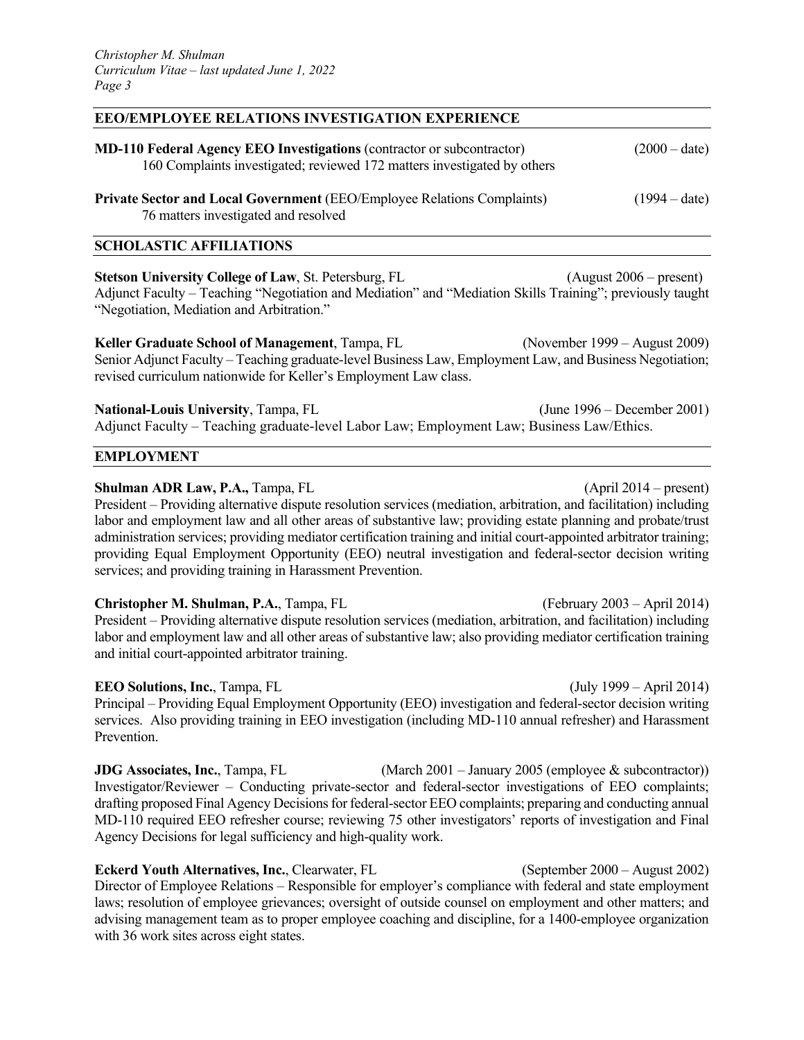## EEO/EMPLOYEE RELATIONS INVESTIGATION EXPERIENCE

**MD-110 Federal Agency EEO Investigations** (contractor or subcontractor) (2000 – date)
160 Complaints investigated; reviewed 172 matters investigated by others

**Private Sector and Local Government** (EEO/Employee Relations Complaints) (1994 – date)
76 matters investigated and resolved

## SCHOLASTIC AFFILIATIONS

**Stetson University College of Law**, St. Petersburg, FL (August 2006 – present)
Adjunct Faculty – Teaching "Negotiation and Mediation" and "Mediation Skills Training"; previously taught "Negotiation, Mediation and Arbitration."

**Keller Graduate School of Management**, Tampa, FL (November 1999 – August 2009)
Senior Adjunct Faculty – Teaching graduate-level Business Law, Employment Law, and Business Negotiation; revised curriculum nationwide for Keller's Employment Law class.

**National-Louis University**, Tampa, FL (June 1996 – December 2001)
Adjunct Faculty – Teaching graduate-level Labor Law; Employment Law; Business Law/Ethics.

## EMPLOYMENT

**Shulman ADR Law, P.A.,** Tampa, FL (April 2014 – present)
President – Providing alternative dispute resolution services (mediation, arbitration, and facilitation) including labor and employment law and all other areas of substantive law; providing estate planning and probate/trust administration services; providing mediator certification training and initial court-appointed arbitrator training; providing Equal Employment Opportunity (EEO) neutral investigation and federal-sector decision writing services; and providing training in Harassment Prevention.

**Christopher M. Shulman, P.A.**, Tampa, FL (February 2003 – April 2014)
President – Providing alternative dispute resolution services (mediation, arbitration, and facilitation) including labor and employment law and all other areas of substantive law; also providing mediator certification training and initial court-appointed arbitrator training.

**EEO Solutions, Inc.**, Tampa, FL (July 1999 – April 2014)
Principal – Providing Equal Employment Opportunity (EEO) investigation and federal-sector decision writing services. Also providing training in EEO investigation (including MD-110 annual refresher) and Harassment Prevention.

**JDG Associates, Inc.**, Tampa, FL (March 2001 – January 2005 (employee & subcontractor))
Investigator/Reviewer – Conducting private-sector and federal-sector investigations of EEO complaints; drafting proposed Final Agency Decisions for federal-sector EEO complaints; preparing and conducting annual MD-110 required EEO refresher course; reviewing 75 other investigators' reports of investigation and Final Agency Decisions for legal sufficiency and high-quality work.

**Eckerd Youth Alternatives, Inc.**, Clearwater, FL (September 2000 – August 2002)
Director of Employee Relations – Responsible for employer's compliance with federal and state employment laws; resolution of employee grievances; oversight of outside counsel on employment and other matters; and advising management team as to proper employee coaching and discipline, for a 1400-employee organization with 36 work sites across eight states.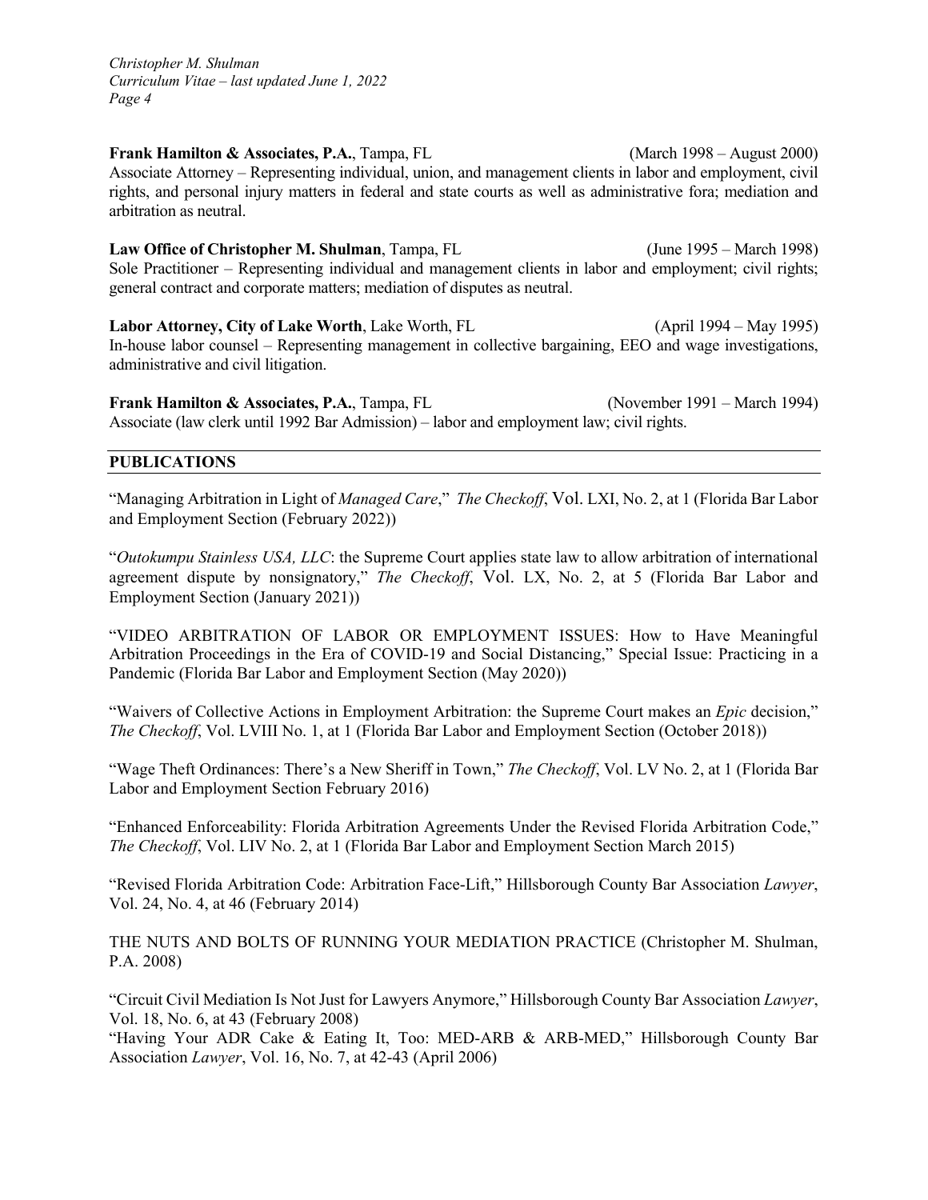**Frank Hamilton & Associates, P.A.**, Tampa, FL (March 1998 – August 2000)
Associate Attorney – Representing individual, union, and management clients in labor and employment, civil rights, and personal injury matters in federal and state courts as well as administrative fora; mediation and arbitration as neutral.

**Law Office of Christopher M. Shulman**, Tampa, FL (June 1995 – March 1998)
Sole Practitioner – Representing individual and management clients in labor and employment; civil rights; general contract and corporate matters; mediation of disputes as neutral.

**Labor Attorney, City of Lake Worth**, Lake Worth, FL (April 1994 – May 1995)
In-house labor counsel – Representing management in collective bargaining, EEO and wage investigations, administrative and civil litigation.

**Frank Hamilton & Associates, P.A.**, Tampa, FL (November 1991 – March 1994)
Associate (law clerk until 1992 Bar Admission) – labor and employment law; civil rights.

## PUBLICATIONS

"Managing Arbitration in Light of *Managed Care*," *The Checkoff*, Vol. LXI, No. 2, at 1 (Florida Bar Labor and Employment Section (February 2022))

"*Outokumpu Stainless USA, LLC*: the Supreme Court applies state law to allow arbitration of international agreement dispute by nonsignatory," *The Checkoff*, Vol. LX, No. 2, at 5 (Florida Bar Labor and Employment Section (January 2021))

"VIDEO ARBITRATION OF LABOR OR EMPLOYMENT ISSUES: How to Have Meaningful Arbitration Proceedings in the Era of COVID-19 and Social Distancing," Special Issue: Practicing in a Pandemic (Florida Bar Labor and Employment Section (May 2020))

"Waivers of Collective Actions in Employment Arbitration: the Supreme Court makes an *Epic* decision," *The Checkoff*, Vol. LVIII No. 1, at 1 (Florida Bar Labor and Employment Section (October 2018))

"Wage Theft Ordinances: There's a New Sheriff in Town," *The Checkoff*, Vol. LV No. 2, at 1 (Florida Bar Labor and Employment Section February 2016)

"Enhanced Enforceability: Florida Arbitration Agreements Under the Revised Florida Arbitration Code," *The Checkoff*, Vol. LIV No. 2, at 1 (Florida Bar Labor and Employment Section March 2015)

"Revised Florida Arbitration Code: Arbitration Face-Lift," Hillsborough County Bar Association *Lawyer*, Vol. 24, No. 4, at 46 (February 2014)

THE NUTS AND BOLTS OF RUNNING YOUR MEDIATION PRACTICE (Christopher M. Shulman, P.A. 2008)

"Circuit Civil Mediation Is Not Just for Lawyers Anymore," Hillsborough County Bar Association *Lawyer*, Vol. 18, No. 6, at 43 (February 2008)

"Having Your ADR Cake & Eating It, Too: MED-ARB & ARB-MED," Hillsborough County Bar Association *Lawyer*, Vol. 16, No. 7, at 42-43 (April 2006)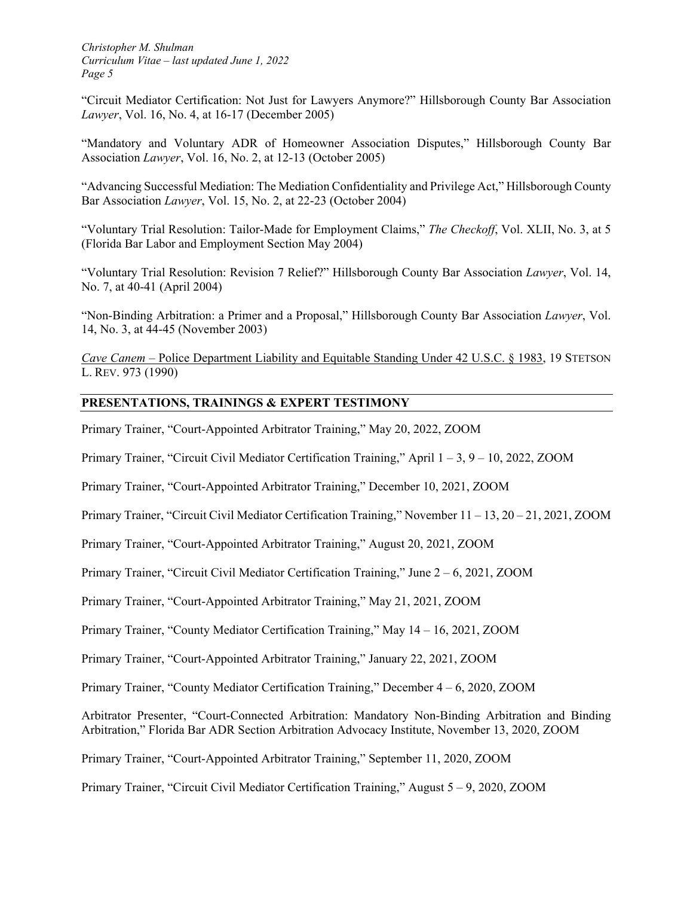"Circuit Mediator Certification: Not Just for Lawyers Anymore?" Hillsborough County Bar Association *Lawyer*, Vol. 16, No. 4, at 16-17 (December 2005)

"Mandatory and Voluntary ADR of Homeowner Association Disputes," Hillsborough County Bar Association *Lawyer*, Vol. 16, No. 2, at 12-13 (October 2005)

"Advancing Successful Mediation: The Mediation Confidentiality and Privilege Act," Hillsborough County Bar Association *Lawyer*, Vol. 15, No. 2, at 22-23 (October 2004)

"Voluntary Trial Resolution: Tailor-Made for Employment Claims," *The Checkoff*, Vol. XLII, No. 3, at 5 (Florida Bar Labor and Employment Section May 2004)

"Voluntary Trial Resolution: Revision 7 Relief?" Hillsborough County Bar Association *Lawyer*, Vol. 14, No. 7, at 40-41 (April 2004)

"Non-Binding Arbitration: a Primer and a Proposal," Hillsborough County Bar Association *Lawyer*, Vol. 14, No. 3, at 44-45 (November 2003)

*Cave Canem* – Police Department Liability and Equitable Standing Under 42 U.S.C. § 1983, 19 STETSON L. REV. 973 (1990)

## PRESENTATIONS, TRAININGS & EXPERT TESTIMONY

Primary Trainer, "Court-Appointed Arbitrator Training," May 20, 2022, ZOOM

Primary Trainer, "Circuit Civil Mediator Certification Training," April 1 – 3, 9 – 10, 2022, ZOOM

Primary Trainer, "Court-Appointed Arbitrator Training," December 10, 2021, ZOOM

Primary Trainer, "Circuit Civil Mediator Certification Training," November 11 – 13, 20 – 21, 2021, ZOOM

Primary Trainer, "Court-Appointed Arbitrator Training," August 20, 2021, ZOOM

Primary Trainer, "Circuit Civil Mediator Certification Training," June 2 – 6, 2021, ZOOM

Primary Trainer, "Court-Appointed Arbitrator Training," May 21, 2021, ZOOM

Primary Trainer, "County Mediator Certification Training," May 14 – 16, 2021, ZOOM

Primary Trainer, "Court-Appointed Arbitrator Training," January 22, 2021, ZOOM

Primary Trainer, "County Mediator Certification Training," December 4 – 6, 2020, ZOOM

Arbitrator Presenter, "Court-Connected Arbitration: Mandatory Non-Binding Arbitration and Binding Arbitration," Florida Bar ADR Section Arbitration Advocacy Institute, November 13, 2020, ZOOM

Primary Trainer, "Court-Appointed Arbitrator Training," September 11, 2020, ZOOM

Primary Trainer, "Circuit Civil Mediator Certification Training," August 5 – 9, 2020, ZOOM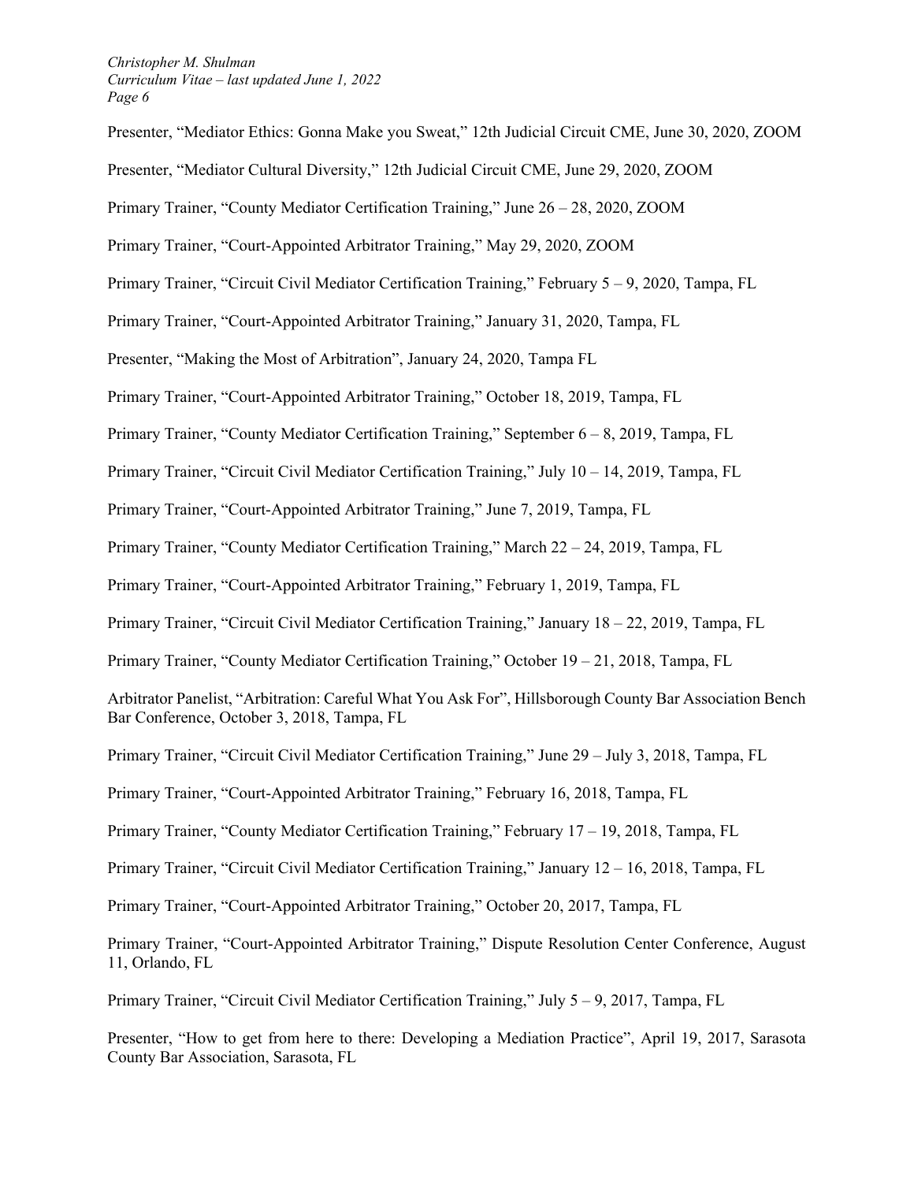Presenter, "Mediator Ethics: Gonna Make you Sweat," 12th Judicial Circuit CME, June 30, 2020, ZOOM

Presenter, "Mediator Cultural Diversity," 12th Judicial Circuit CME, June 29, 2020, ZOOM

Primary Trainer, "County Mediator Certification Training," June 26 – 28, 2020, ZOOM

Primary Trainer, "Court-Appointed Arbitrator Training," May 29, 2020, ZOOM

Primary Trainer, "Circuit Civil Mediator Certification Training," February 5 – 9, 2020, Tampa, FL

Primary Trainer, "Court-Appointed Arbitrator Training," January 31, 2020, Tampa, FL

Presenter, "Making the Most of Arbitration", January 24, 2020, Tampa FL

Primary Trainer, "Court-Appointed Arbitrator Training," October 18, 2019, Tampa, FL

Primary Trainer, "County Mediator Certification Training," September 6 – 8, 2019, Tampa, FL

Primary Trainer, "Circuit Civil Mediator Certification Training," July 10 – 14, 2019, Tampa, FL

Primary Trainer, "Court-Appointed Arbitrator Training," June 7, 2019, Tampa, FL

Primary Trainer, "County Mediator Certification Training," March 22 – 24, 2019, Tampa, FL

Primary Trainer, "Court-Appointed Arbitrator Training," February 1, 2019, Tampa, FL

Primary Trainer, "Circuit Civil Mediator Certification Training," January 18 – 22, 2019, Tampa, FL

Primary Trainer, "County Mediator Certification Training," October 19 – 21, 2018, Tampa, FL

Arbitrator Panelist, "Arbitration: Careful What You Ask For", Hillsborough County Bar Association Bench Bar Conference, October 3, 2018, Tampa, FL

Primary Trainer, "Circuit Civil Mediator Certification Training," June 29 – July 3, 2018, Tampa, FL

Primary Trainer, "Court-Appointed Arbitrator Training," February 16, 2018, Tampa, FL

Primary Trainer, "County Mediator Certification Training," February 17 – 19, 2018, Tampa, FL

Primary Trainer, "Circuit Civil Mediator Certification Training," January 12 – 16, 2018, Tampa, FL

Primary Trainer, "Court-Appointed Arbitrator Training," October 20, 2017, Tampa, FL

Primary Trainer, "Court-Appointed Arbitrator Training," Dispute Resolution Center Conference, August 11, Orlando, FL

Primary Trainer, "Circuit Civil Mediator Certification Training," July 5 – 9, 2017, Tampa, FL

Presenter, "How to get from here to there: Developing a Mediation Practice", April 19, 2017, Sarasota County Bar Association, Sarasota, FL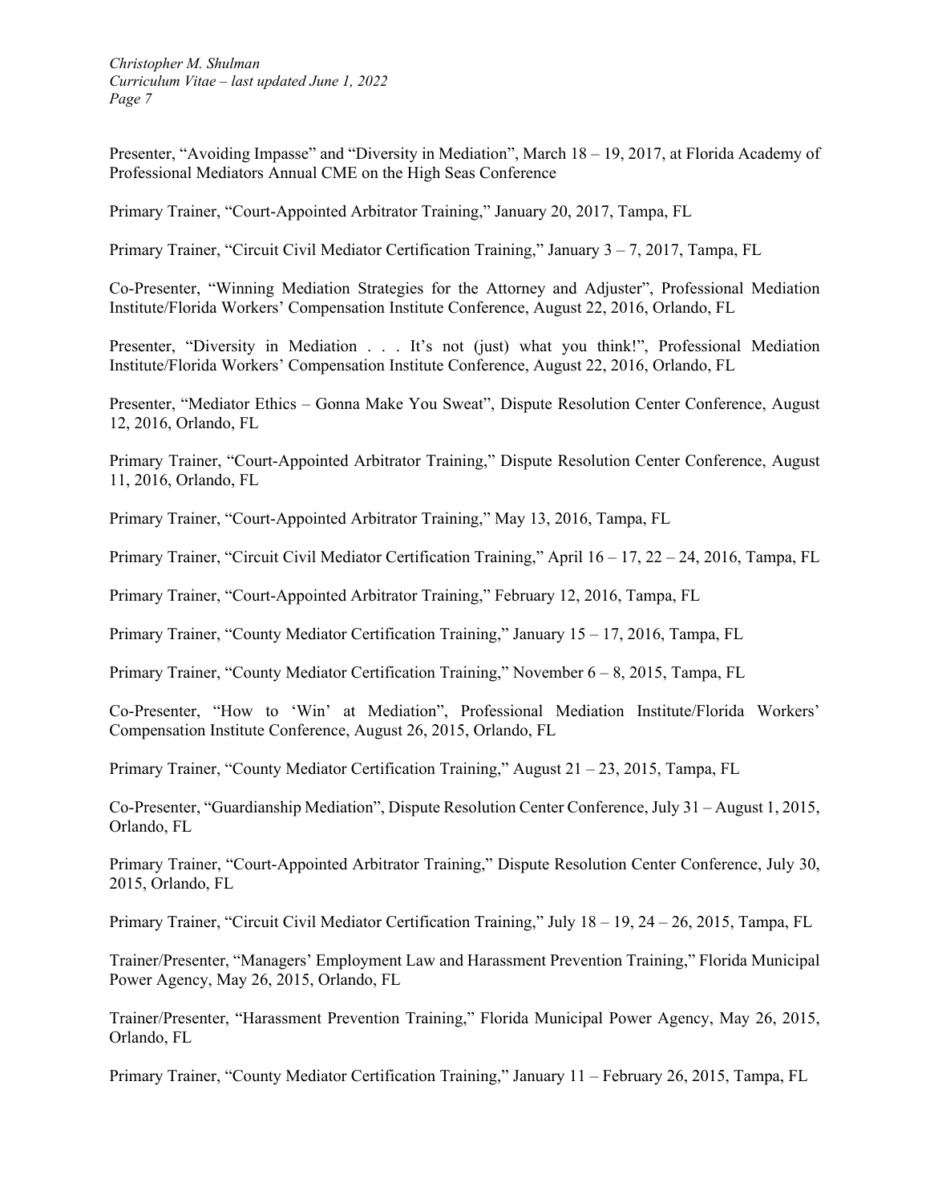Presenter, “Avoiding Impasse” and “Diversity in Mediation”, March 18 – 19, 2017, at Florida Academy of Professional Mediators Annual CME on the High Seas Conference

Primary Trainer, “Court-Appointed Arbitrator Training,” January 20, 2017, Tampa, FL

Primary Trainer, “Circuit Civil Mediator Certification Training,” January 3 – 7, 2017, Tampa, FL

Co-Presenter, “Winning Mediation Strategies for the Attorney and Adjuster”, Professional Mediation Institute/Florida Workers’ Compensation Institute Conference, August 22, 2016, Orlando, FL

Presenter, “Diversity in Mediation . . . It’s not (just) what you think!”, Professional Mediation Institute/Florida Workers’ Compensation Institute Conference, August 22, 2016, Orlando, FL

Presenter, “Mediator Ethics – Gonna Make You Sweat”, Dispute Resolution Center Conference, August 12, 2016, Orlando, FL

Primary Trainer, “Court-Appointed Arbitrator Training,” Dispute Resolution Center Conference, August 11, 2016, Orlando, FL

Primary Trainer, “Court-Appointed Arbitrator Training,” May 13, 2016, Tampa, FL

Primary Trainer, “Circuit Civil Mediator Certification Training,” April 16 – 17, 22 – 24, 2016, Tampa, FL

Primary Trainer, “Court-Appointed Arbitrator Training,” February 12, 2016, Tampa, FL

Primary Trainer, “County Mediator Certification Training,” January 15 – 17, 2016, Tampa, FL

Primary Trainer, “County Mediator Certification Training,” November 6 – 8, 2015, Tampa, FL

Co-Presenter, “How to ‘Win’ at Mediation”, Professional Mediation Institute/Florida Workers’ Compensation Institute Conference, August 26, 2015, Orlando, FL

Primary Trainer, “County Mediator Certification Training,” August 21 – 23, 2015, Tampa, FL

Co-Presenter, “Guardianship Mediation”, Dispute Resolution Center Conference, July 31 – August 1, 2015, Orlando, FL

Primary Trainer, “Court-Appointed Arbitrator Training,” Dispute Resolution Center Conference, July 30, 2015, Orlando, FL

Primary Trainer, “Circuit Civil Mediator Certification Training,” July 18 – 19, 24 – 26, 2015, Tampa, FL

Trainer/Presenter, “Managers’ Employment Law and Harassment Prevention Training,” Florida Municipal Power Agency, May 26, 2015, Orlando, FL

Trainer/Presenter, “Harassment Prevention Training,” Florida Municipal Power Agency, May 26, 2015, Orlando, FL

Primary Trainer, “County Mediator Certification Training,” January 11 – February 26, 2015, Tampa, FL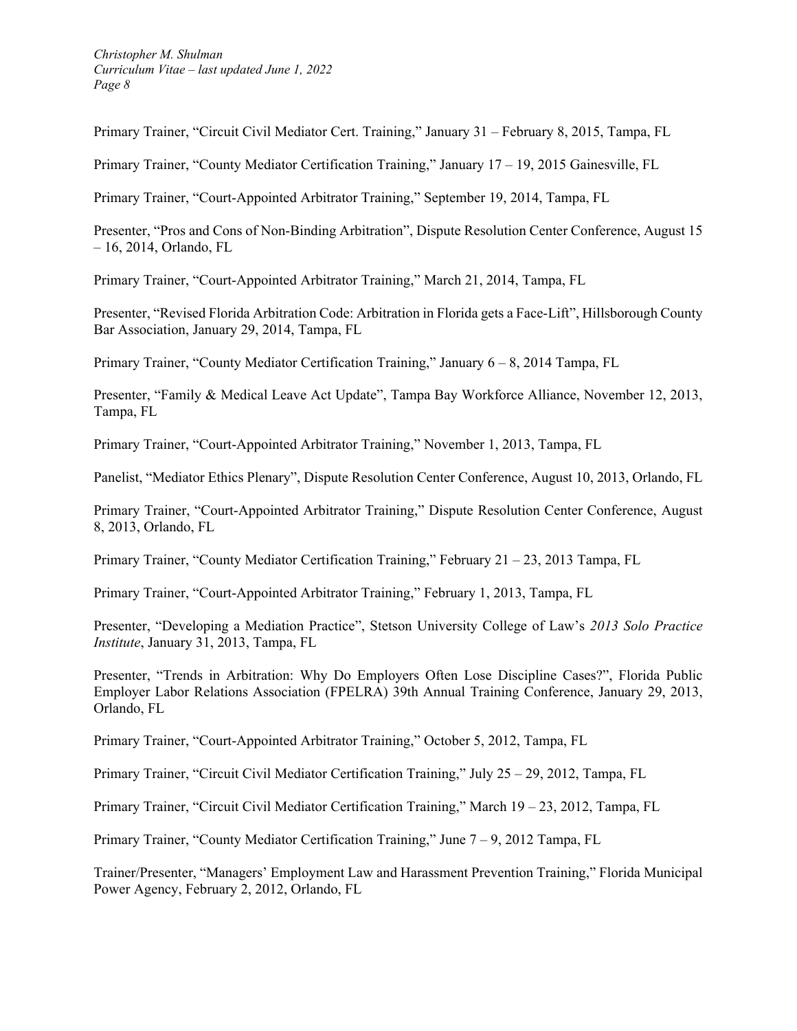Primary Trainer, "Circuit Civil Mediator Cert. Training," January 31 – February 8, 2015, Tampa, FL

Primary Trainer, "County Mediator Certification Training," January 17 – 19, 2015 Gainesville, FL

Primary Trainer, "Court-Appointed Arbitrator Training," September 19, 2014, Tampa, FL

Presenter, "Pros and Cons of Non-Binding Arbitration", Dispute Resolution Center Conference, August 15 – 16, 2014, Orlando, FL

Primary Trainer, "Court-Appointed Arbitrator Training," March 21, 2014, Tampa, FL

Presenter, "Revised Florida Arbitration Code: Arbitration in Florida gets a Face-Lift", Hillsborough County Bar Association, January 29, 2014, Tampa, FL

Primary Trainer, "County Mediator Certification Training," January 6 – 8, 2014 Tampa, FL

Presenter, "Family & Medical Leave Act Update", Tampa Bay Workforce Alliance, November 12, 2013, Tampa, FL

Primary Trainer, "Court-Appointed Arbitrator Training," November 1, 2013, Tampa, FL

Panelist, "Mediator Ethics Plenary", Dispute Resolution Center Conference, August 10, 2013, Orlando, FL

Primary Trainer, "Court-Appointed Arbitrator Training," Dispute Resolution Center Conference, August 8, 2013, Orlando, FL

Primary Trainer, "County Mediator Certification Training," February 21 – 23, 2013 Tampa, FL

Primary Trainer, "Court-Appointed Arbitrator Training," February 1, 2013, Tampa, FL

Presenter, "Developing a Mediation Practice", Stetson University College of Law's *2013 Solo Practice Institute*, January 31, 2013, Tampa, FL

Presenter, "Trends in Arbitration: Why Do Employers Often Lose Discipline Cases?", Florida Public Employer Labor Relations Association (FPELRA) 39th Annual Training Conference, January 29, 2013, Orlando, FL

Primary Trainer, "Court-Appointed Arbitrator Training," October 5, 2012, Tampa, FL

Primary Trainer, "Circuit Civil Mediator Certification Training," July 25 – 29, 2012, Tampa, FL

Primary Trainer, "Circuit Civil Mediator Certification Training," March 19 – 23, 2012, Tampa, FL

Primary Trainer, "County Mediator Certification Training," June 7 – 9, 2012 Tampa, FL

Trainer/Presenter, "Managers' Employment Law and Harassment Prevention Training," Florida Municipal Power Agency, February 2, 2012, Orlando, FL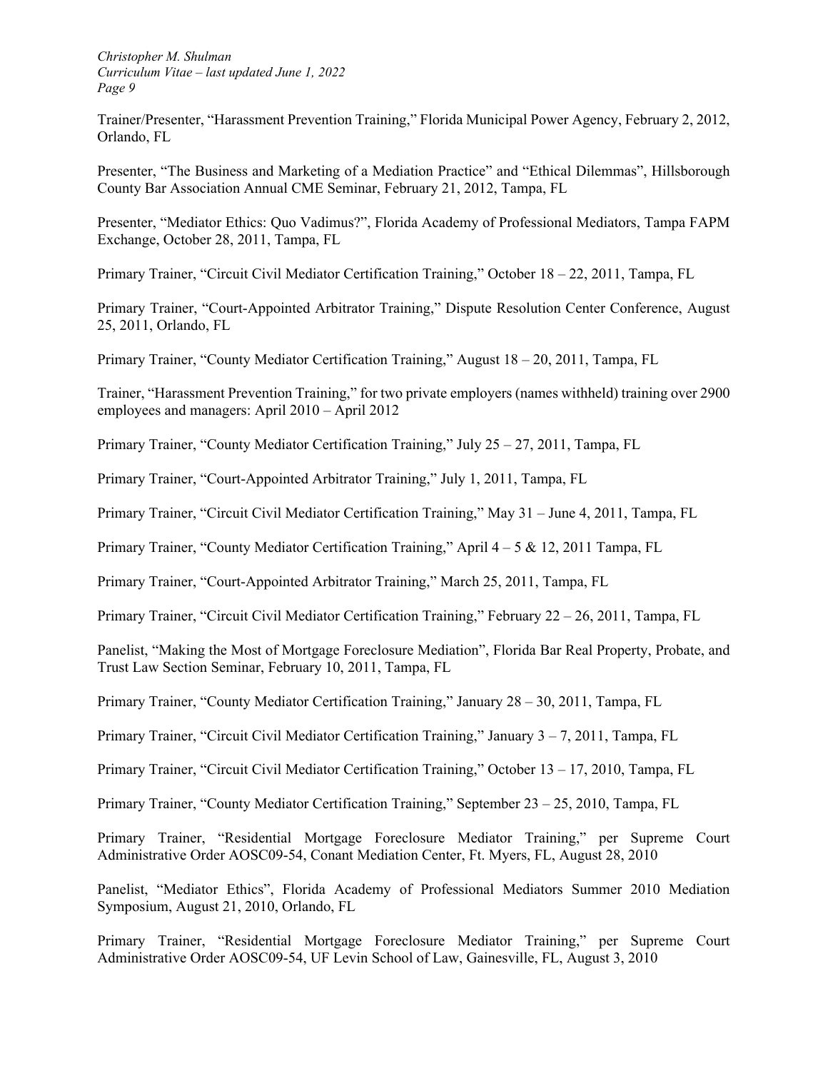Trainer/Presenter, “Harassment Prevention Training,” Florida Municipal Power Agency, February 2, 2012, Orlando, FL

Presenter, “The Business and Marketing of a Mediation Practice” and “Ethical Dilemmas”, Hillsborough County Bar Association Annual CME Seminar, February 21, 2012, Tampa, FL

Presenter, “Mediator Ethics: Quo Vadimus?”, Florida Academy of Professional Mediators, Tampa FAPM Exchange, October 28, 2011, Tampa, FL

Primary Trainer, “Circuit Civil Mediator Certification Training,” October 18 – 22, 2011, Tampa, FL

Primary Trainer, “Court-Appointed Arbitrator Training,” Dispute Resolution Center Conference, August 25, 2011, Orlando, FL

Primary Trainer, “County Mediator Certification Training,” August 18 – 20, 2011, Tampa, FL

Trainer, “Harassment Prevention Training,” for two private employers (names withheld) training over 2900 employees and managers: April 2010 – April 2012

Primary Trainer, “County Mediator Certification Training,” July 25 – 27, 2011, Tampa, FL

Primary Trainer, “Court-Appointed Arbitrator Training,” July 1, 2011, Tampa, FL

Primary Trainer, “Circuit Civil Mediator Certification Training,” May 31 – June 4, 2011, Tampa, FL

Primary Trainer, “County Mediator Certification Training,” April 4 – 5 & 12, 2011 Tampa, FL

Primary Trainer, “Court-Appointed Arbitrator Training,” March 25, 2011, Tampa, FL

Primary Trainer, “Circuit Civil Mediator Certification Training,” February 22 – 26, 2011, Tampa, FL

Panelist, “Making the Most of Mortgage Foreclosure Mediation”, Florida Bar Real Property, Probate, and Trust Law Section Seminar, February 10, 2011, Tampa, FL

Primary Trainer, “County Mediator Certification Training,” January 28 – 30, 2011, Tampa, FL

Primary Trainer, “Circuit Civil Mediator Certification Training,” January 3 – 7, 2011, Tampa, FL

Primary Trainer, “Circuit Civil Mediator Certification Training,” October 13 – 17, 2010, Tampa, FL

Primary Trainer, “County Mediator Certification Training,” September 23 – 25, 2010, Tampa, FL

Primary Trainer, “Residential Mortgage Foreclosure Mediator Training,” per Supreme Court Administrative Order AOSC09-54, Conant Mediation Center, Ft. Myers, FL, August 28, 2010

Panelist, “Mediator Ethics”, Florida Academy of Professional Mediators Summer 2010 Mediation Symposium, August 21, 2010, Orlando, FL

Primary Trainer, “Residential Mortgage Foreclosure Mediator Training,” per Supreme Court Administrative Order AOSC09-54, UF Levin School of Law, Gainesville, FL, August 3, 2010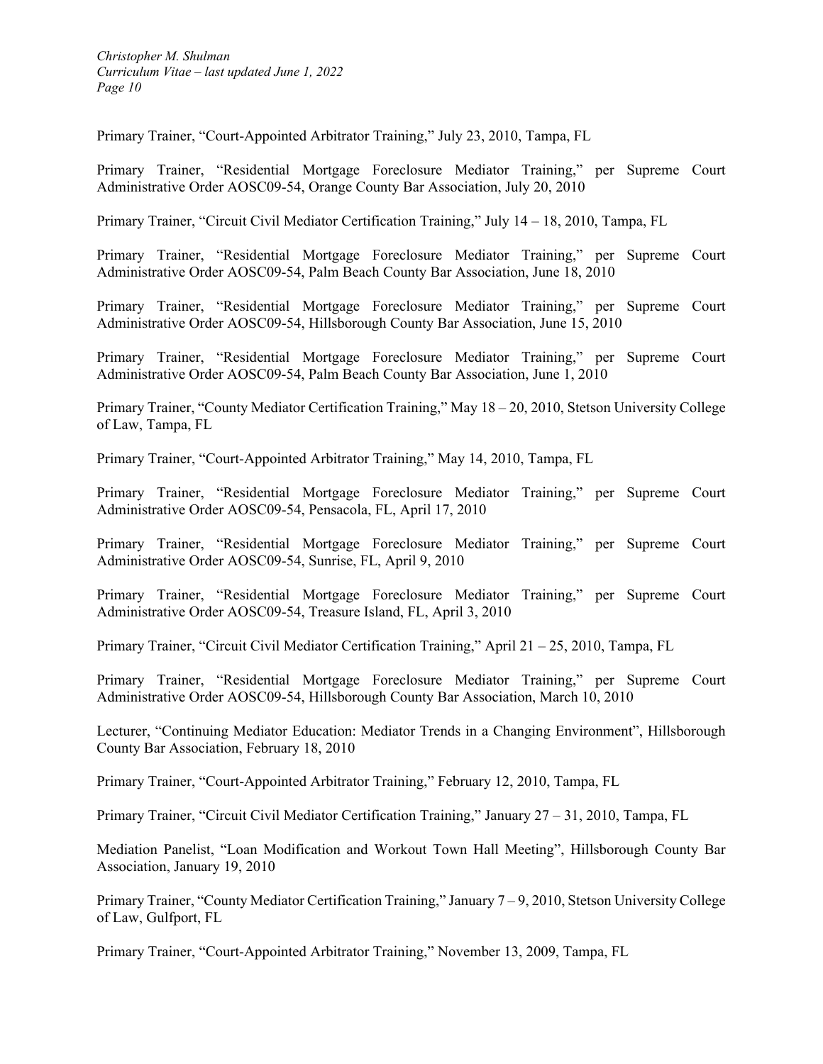Primary Trainer, “Court-Appointed Arbitrator Training,” July 23, 2010, Tampa, FL

Primary Trainer, “Residential Mortgage Foreclosure Mediator Training,” per Supreme Court Administrative Order AOSC09-54, Orange County Bar Association, July 20, 2010

Primary Trainer, “Circuit Civil Mediator Certification Training,” July 14 – 18, 2010, Tampa, FL

Primary Trainer, “Residential Mortgage Foreclosure Mediator Training,” per Supreme Court Administrative Order AOSC09-54, Palm Beach County Bar Association, June 18, 2010

Primary Trainer, “Residential Mortgage Foreclosure Mediator Training,” per Supreme Court Administrative Order AOSC09-54, Hillsborough County Bar Association, June 15, 2010

Primary Trainer, “Residential Mortgage Foreclosure Mediator Training,” per Supreme Court Administrative Order AOSC09-54, Palm Beach County Bar Association, June 1, 2010

Primary Trainer, “County Mediator Certification Training,” May 18 – 20, 2010, Stetson University College of Law, Tampa, FL

Primary Trainer, “Court-Appointed Arbitrator Training,” May 14, 2010, Tampa, FL

Primary Trainer, “Residential Mortgage Foreclosure Mediator Training,” per Supreme Court Administrative Order AOSC09-54, Pensacola, FL, April 17, 2010

Primary Trainer, “Residential Mortgage Foreclosure Mediator Training,” per Supreme Court Administrative Order AOSC09-54, Sunrise, FL, April 9, 2010

Primary Trainer, “Residential Mortgage Foreclosure Mediator Training,” per Supreme Court Administrative Order AOSC09-54, Treasure Island, FL, April 3, 2010

Primary Trainer, “Circuit Civil Mediator Certification Training,” April 21 – 25, 2010, Tampa, FL

Primary Trainer, “Residential Mortgage Foreclosure Mediator Training,” per Supreme Court Administrative Order AOSC09-54, Hillsborough County Bar Association, March 10, 2010

Lecturer, “Continuing Mediator Education: Mediator Trends in a Changing Environment”, Hillsborough County Bar Association, February 18, 2010

Primary Trainer, “Court-Appointed Arbitrator Training,” February 12, 2010, Tampa, FL

Primary Trainer, “Circuit Civil Mediator Certification Training,” January 27 – 31, 2010, Tampa, FL

Mediation Panelist, “Loan Modification and Workout Town Hall Meeting”, Hillsborough County Bar Association, January 19, 2010

Primary Trainer, “County Mediator Certification Training,” January 7 – 9, 2010, Stetson University College of Law, Gulfport, FL

Primary Trainer, “Court-Appointed Arbitrator Training,” November 13, 2009, Tampa, FL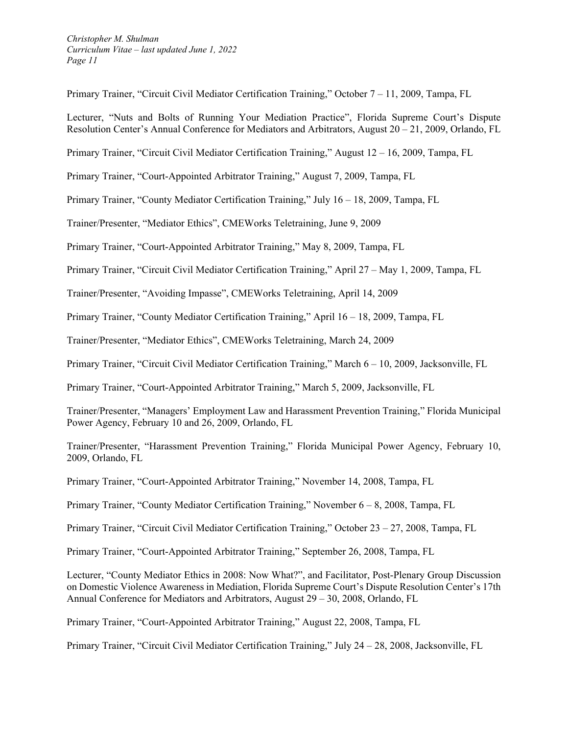Primary Trainer, "Circuit Civil Mediator Certification Training," October 7 – 11, 2009, Tampa, FL

Lecturer, "Nuts and Bolts of Running Your Mediation Practice", Florida Supreme Court's Dispute Resolution Center's Annual Conference for Mediators and Arbitrators, August 20 – 21, 2009, Orlando, FL

Primary Trainer, "Circuit Civil Mediator Certification Training," August 12 – 16, 2009, Tampa, FL

Primary Trainer, "Court-Appointed Arbitrator Training," August 7, 2009, Tampa, FL

Primary Trainer, "County Mediator Certification Training," July 16 – 18, 2009, Tampa, FL

Trainer/Presenter, "Mediator Ethics", CMEWorks Teletraining, June 9, 2009

Primary Trainer, "Court-Appointed Arbitrator Training," May 8, 2009, Tampa, FL

Primary Trainer, "Circuit Civil Mediator Certification Training," April 27 – May 1, 2009, Tampa, FL

Trainer/Presenter, "Avoiding Impasse", CMEWorks Teletraining, April 14, 2009

Primary Trainer, "County Mediator Certification Training," April 16 – 18, 2009, Tampa, FL

Trainer/Presenter, "Mediator Ethics", CMEWorks Teletraining, March 24, 2009

Primary Trainer, "Circuit Civil Mediator Certification Training," March 6 – 10, 2009, Jacksonville, FL

Primary Trainer, "Court-Appointed Arbitrator Training," March 5, 2009, Jacksonville, FL

Trainer/Presenter, "Managers' Employment Law and Harassment Prevention Training," Florida Municipal Power Agency, February 10 and 26, 2009, Orlando, FL

Trainer/Presenter, "Harassment Prevention Training," Florida Municipal Power Agency, February 10, 2009, Orlando, FL

Primary Trainer, "Court-Appointed Arbitrator Training," November 14, 2008, Tampa, FL

Primary Trainer, "County Mediator Certification Training," November 6 – 8, 2008, Tampa, FL

Primary Trainer, "Circuit Civil Mediator Certification Training," October 23 – 27, 2008, Tampa, FL

Primary Trainer, "Court-Appointed Arbitrator Training," September 26, 2008, Tampa, FL

Lecturer, "County Mediator Ethics in 2008: Now What?", and Facilitator, Post-Plenary Group Discussion on Domestic Violence Awareness in Mediation, Florida Supreme Court's Dispute Resolution Center's 17th Annual Conference for Mediators and Arbitrators, August 29 – 30, 2008, Orlando, FL

Primary Trainer, "Court-Appointed Arbitrator Training," August 22, 2008, Tampa, FL

Primary Trainer, "Circuit Civil Mediator Certification Training," July 24 – 28, 2008, Jacksonville, FL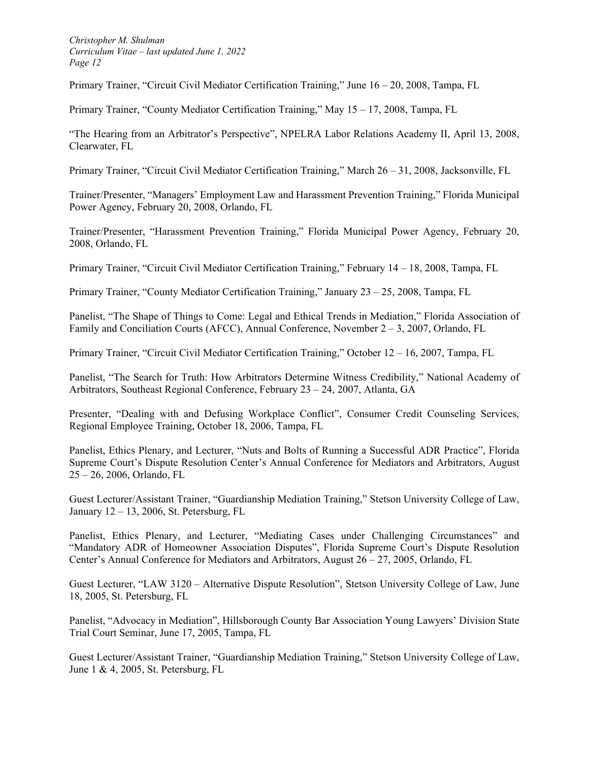Primary Trainer, “Circuit Civil Mediator Certification Training,” June 16 – 20, 2008, Tampa, FL

Primary Trainer, “County Mediator Certification Training,” May 15 – 17, 2008, Tampa, FL

“The Hearing from an Arbitrator’s Perspective”, NPELRA Labor Relations Academy II, April 13, 2008, Clearwater, FL

Primary Trainer, “Circuit Civil Mediator Certification Training,” March 26 – 31, 2008, Jacksonville, FL

Trainer/Presenter, “Managers’ Employment Law and Harassment Prevention Training,” Florida Municipal Power Agency, February 20, 2008, Orlando, FL

Trainer/Presenter, “Harassment Prevention Training,” Florida Municipal Power Agency, February 20, 2008, Orlando, FL

Primary Trainer, “Circuit Civil Mediator Certification Training,” February 14 – 18, 2008, Tampa, FL

Primary Trainer, “County Mediator Certification Training,” January 23 – 25, 2008, Tampa, FL

Panelist, “The Shape of Things to Come: Legal and Ethical Trends in Mediation,” Florida Association of Family and Conciliation Courts (AFCC), Annual Conference, November 2 – 3, 2007, Orlando, FL

Primary Trainer, “Circuit Civil Mediator Certification Training,” October 12 – 16, 2007, Tampa, FL

Panelist, “The Search for Truth: How Arbitrators Determine Witness Credibility,” National Academy of Arbitrators, Southeast Regional Conference, February 23 – 24, 2007, Atlanta, GA

Presenter, “Dealing with and Defusing Workplace Conflict”, Consumer Credit Counseling Services, Regional Employee Training, October 18, 2006, Tampa, FL

Panelist, Ethics Plenary, and Lecturer, “Nuts and Bolts of Running a Successful ADR Practice”, Florida Supreme Court’s Dispute Resolution Center’s Annual Conference for Mediators and Arbitrators, August 25 – 26, 2006, Orlando, FL

Guest Lecturer/Assistant Trainer, “Guardianship Mediation Training,” Stetson University College of Law, January 12 – 13, 2006, St. Petersburg, FL

Panelist, Ethics Plenary, and Lecturer, “Mediating Cases under Challenging Circumstances” and “Mandatory ADR of Homeowner Association Disputes”, Florida Supreme Court’s Dispute Resolution Center’s Annual Conference for Mediators and Arbitrators, August 26 – 27, 2005, Orlando, FL

Guest Lecturer, “LAW 3120 – Alternative Dispute Resolution”, Stetson University College of Law, June 18, 2005, St. Petersburg, FL

Panelist, “Advocacy in Mediation”, Hillsborough County Bar Association Young Lawyers’ Division State Trial Court Seminar, June 17, 2005, Tampa, FL

Guest Lecturer/Assistant Trainer, “Guardianship Mediation Training,” Stetson University College of Law, June 1 & 4, 2005, St. Petersburg, FL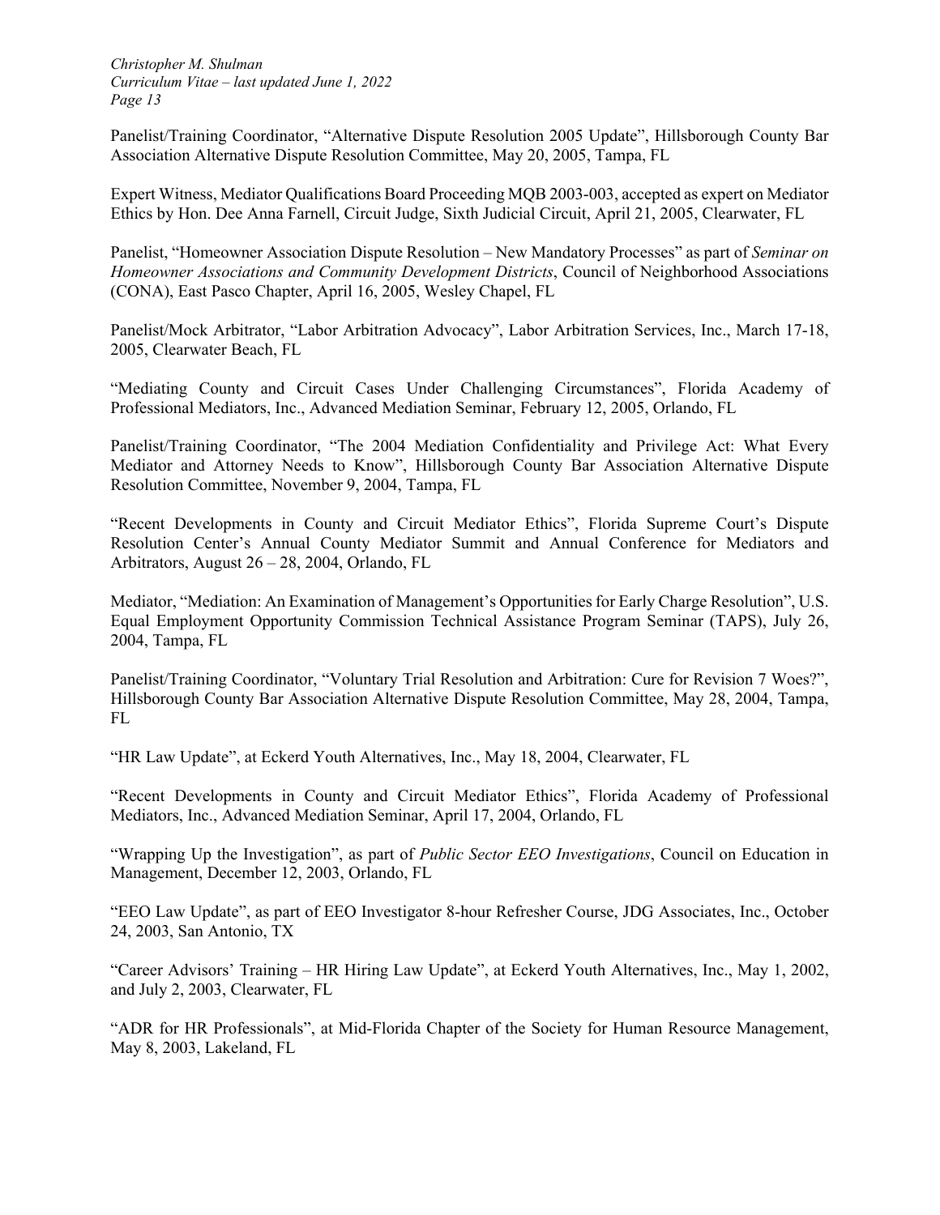Panelist/Training Coordinator, “Alternative Dispute Resolution 2005 Update”, Hillsborough County Bar Association Alternative Dispute Resolution Committee, May 20, 2005, Tampa, FL

Expert Witness, Mediator Qualifications Board Proceeding MQB 2003-003, accepted as expert on Mediator Ethics by Hon. Dee Anna Farnell, Circuit Judge, Sixth Judicial Circuit, April 21, 2005, Clearwater, FL

Panelist, “Homeowner Association Dispute Resolution – New Mandatory Processes” as part of *Seminar on Homeowner Associations and Community Development Districts*, Council of Neighborhood Associations (CONA), East Pasco Chapter, April 16, 2005, Wesley Chapel, FL

Panelist/Mock Arbitrator, “Labor Arbitration Advocacy”, Labor Arbitration Services, Inc., March 17-18, 2005, Clearwater Beach, FL

“Mediating County and Circuit Cases Under Challenging Circumstances”, Florida Academy of Professional Mediators, Inc., Advanced Mediation Seminar, February 12, 2005, Orlando, FL

Panelist/Training Coordinator, “The 2004 Mediation Confidentiality and Privilege Act: What Every Mediator and Attorney Needs to Know”, Hillsborough County Bar Association Alternative Dispute Resolution Committee, November 9, 2004, Tampa, FL

“Recent Developments in County and Circuit Mediator Ethics”, Florida Supreme Court’s Dispute Resolution Center’s Annual County Mediator Summit and Annual Conference for Mediators and Arbitrators, August 26 – 28, 2004, Orlando, FL

Mediator, “Mediation: An Examination of Management’s Opportunities for Early Charge Resolution”, U.S. Equal Employment Opportunity Commission Technical Assistance Program Seminar (TAPS), July 26, 2004, Tampa, FL

Panelist/Training Coordinator, “Voluntary Trial Resolution and Arbitration: Cure for Revision 7 Woes?”, Hillsborough County Bar Association Alternative Dispute Resolution Committee, May 28, 2004, Tampa, FL

“HR Law Update”, at Eckerd Youth Alternatives, Inc., May 18, 2004, Clearwater, FL

“Recent Developments in County and Circuit Mediator Ethics”, Florida Academy of Professional Mediators, Inc., Advanced Mediation Seminar, April 17, 2004, Orlando, FL

“Wrapping Up the Investigation”, as part of *Public Sector EEO Investigations*, Council on Education in Management, December 12, 2003, Orlando, FL

“EEO Law Update”, as part of EEO Investigator 8-hour Refresher Course, JDG Associates, Inc., October 24, 2003, San Antonio, TX

“Career Advisors’ Training – HR Hiring Law Update”, at Eckerd Youth Alternatives, Inc., May 1, 2002, and July 2, 2003, Clearwater, FL

“ADR for HR Professionals”, at Mid-Florida Chapter of the Society for Human Resource Management, May 8, 2003, Lakeland, FL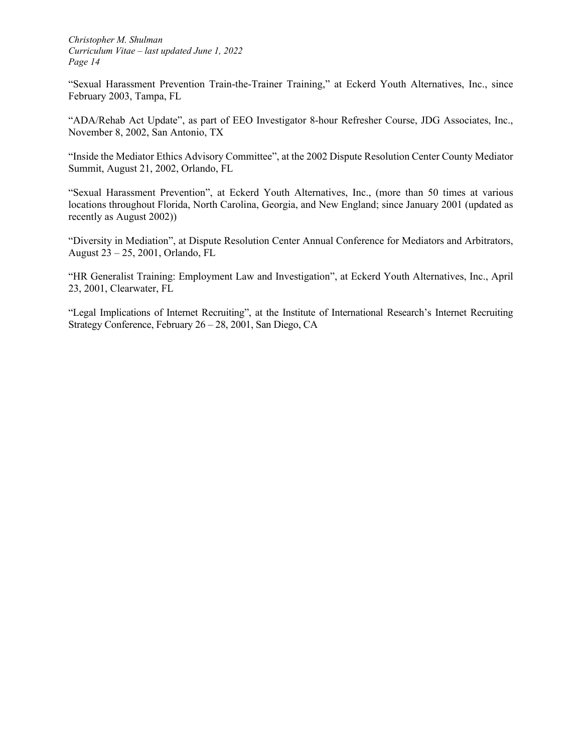"Sexual Harassment Prevention Train-the-Trainer Training," at Eckerd Youth Alternatives, Inc., since February 2003, Tampa, FL

"ADA/Rehab Act Update", as part of EEO Investigator 8-hour Refresher Course, JDG Associates, Inc., November 8, 2002, San Antonio, TX

"Inside the Mediator Ethics Advisory Committee", at the 2002 Dispute Resolution Center County Mediator Summit, August 21, 2002, Orlando, FL

"Sexual Harassment Prevention", at Eckerd Youth Alternatives, Inc., (more than 50 times at various locations throughout Florida, North Carolina, Georgia, and New England; since January 2001 (updated as recently as August 2002))

"Diversity in Mediation", at Dispute Resolution Center Annual Conference for Mediators and Arbitrators, August 23 – 25, 2001, Orlando, FL

"HR Generalist Training: Employment Law and Investigation", at Eckerd Youth Alternatives, Inc., April 23, 2001, Clearwater, FL

"Legal Implications of Internet Recruiting", at the Institute of International Research's Internet Recruiting Strategy Conference, February 26 – 28, 2001, San Diego, CA